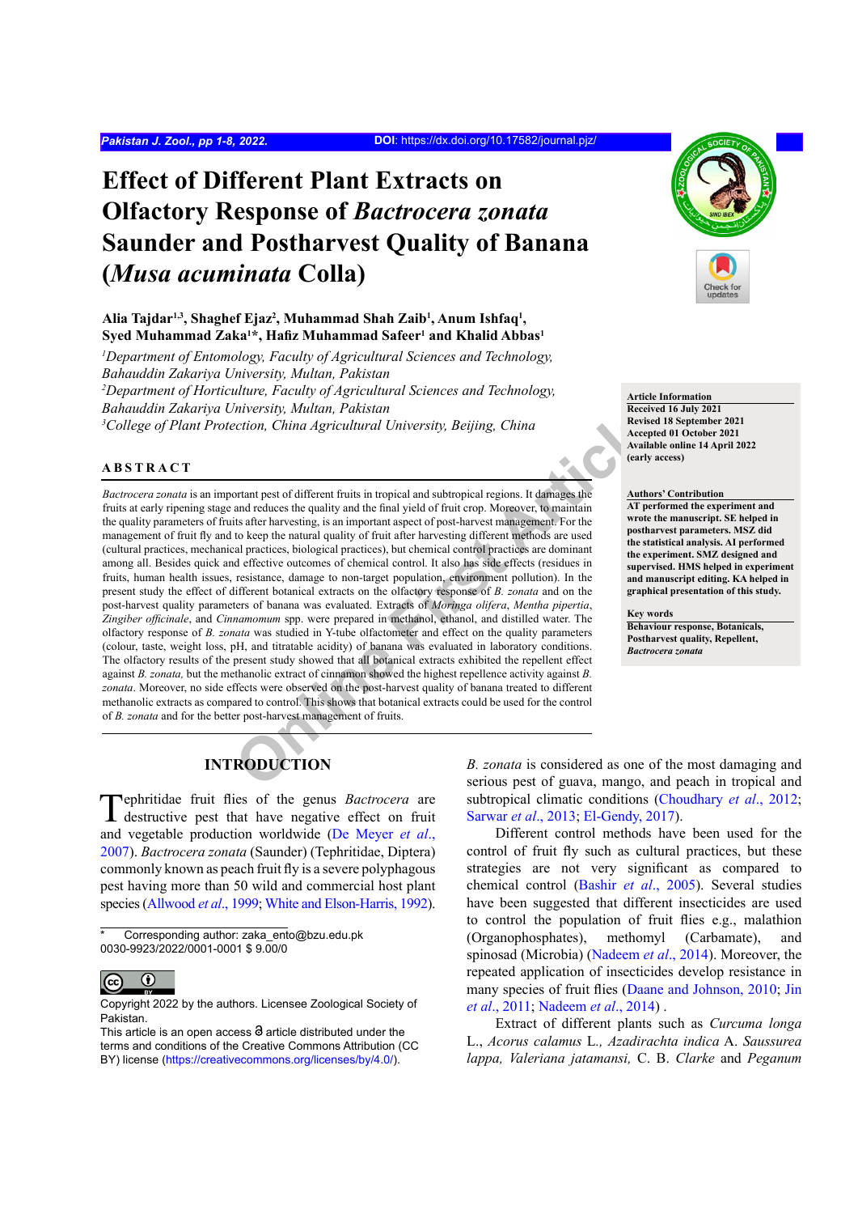# Effect of Different Plant Extracts on Olfactory Response of *Bactrocera zonata* Saunder and Postharvest Quality of Banana (*Musa acuminata* Colla)

**Alia Tajdar[1,3], Shaghef Ejaz[2], Muhammad Shah Zaib[1], Anum Ishfaq[1], Syed Muhammad Zaka[1]*, Hafiz Muhammad Safeer[1] and Khalid Abbas[1]**

[1]*Department of Entomology, Faculty of Agricultural Sciences and Technology, Bahauddin Zakariya University, Multan, Pakistan*
[2]*Department of Horticulture, Faculty of Agricultural Sciences and Technology, Bahauddin Zakariya University, Multan, Pakistan*
[3]*College of Plant Protection, China Agricultural University, Beijing, China*

**Article Information**
Received 16 July 2021
Revised 18 September 2021
Accepted 01 October 2021
Available online 14 April 2022
(early access)

**Authors' Contribution**
AT performed the experiment and wrote the manuscript. SE helped in postharvest parameters. MSZ did the statistical analysis. AI performed the experiment. SMZ designed and supervised. HMS helped in experiment and manuscript editing. KA helped in graphical presentation of this study.

**Key words**
Behaviour response, Botanicals, Postharvest quality, Repellent, *Bactrocera zonata*

## ABSTRACT

*Bactrocera zonata* is an important pest of different fruits in tropical and subtropical regions. It damages the fruits at early ripening stage and reduces the quality and the final yield of fruit crop. Moreover, to maintain the quality parameters of fruits after harvesting, is an important aspect of post-harvest management. For the management of fruit fly and to keep the natural quality of fruit after harvesting different methods are used (cultural practices, mechanical practices, biological practices), but chemical control practices are dominant among all. Besides quick and effective outcomes of chemical control. It also has side effects (residues in fruits, human health issues, resistance, damage to non-target population, environment pollution). In the present study the effect of different botanical extracts on the olfactory response of *B. zonata* and on the post-harvest quality parameters of banana was evaluated. Extracts of *Moringa olifera*, *Mentha pipertia*, *Zingiber officinale*, and *Cinnamomum* spp. were prepared in methanol, ethanol, and distilled water. The olfactory response of *B. zonata* was studied in Y-tube olfactometer and effect on the quality parameters (colour, taste, weight loss, pH, and titratable acidity) of banana was evaluated in laboratory conditions. The olfactory results of the present study showed that all botanical extracts exhibited the repellent effect against *B. zonata*, but the methanolic extract of cinnamon showed the highest repellence activity against *B. zonata*. Moreover, no side effects were observed on the post-harvest quality of banana treated to different methanolic extracts as compared to control. This shows that botanical extracts could be used for the control of *B. zonata* and for the better post-harvest management of fruits.

## INTRODUCTION

Tephritidae fruit flies of the genus *Bactrocera* are destructive pest that have negative effect on fruit and vegetable production worldwide (De Meyer *et al*., 2007). *Bactrocera zonata* (Saunder) (Tephritidae, Diptera) commonly known as peach fruit fly is a severe polyphagous pest having more than 50 wild and commercial host plant species (Allwood *et al*., 1999; White and Elson-Harris, 1992).

*B. zonata* is considered as one of the most damaging and serious pest of guava, mango, and peach in tropical and subtropical climatic conditions (Choudhary *et al*., 2012; Sarwar *et al*., 2013; El-Gendy, 2017).

Different control methods have been used for the control of fruit fly such as cultural practices, but these strategies are not very significant as compared to chemical control (Bashir *et al*., 2005). Several studies have been suggested that different insecticides are used to control the population of fruit flies e.g., malathion (Organophosphates), methomyl (Carbamate), and spinosad (Microbia) (Nadeem *et al*., 2014). Moreover, the repeated application of insecticides develop resistance in many species of fruit flies (Daane and Johnson, 2010; Jin *et al*., 2011; Nadeem *et al*., 2014) .

Extract of different plants such as *Curcuma longa* L., *Acorus calamus* L., *Azadirachta indica* A. *Saussurea lappa, Valeriana jatamansi,* C. B. Clarke and *Peganum*

\* Corresponding author: zaka_ento@bzu.edu.pk
0030-9923/2022/0001-0001 $ 9.00/0

Copyright 2022 by the authors. Licensee Zoological Society of Pakistan.
This article is an open access article distributed under the terms and conditions of the Creative Commons Attribution (CC BY) license (https://creativecommons.org/licenses/by/4.0/).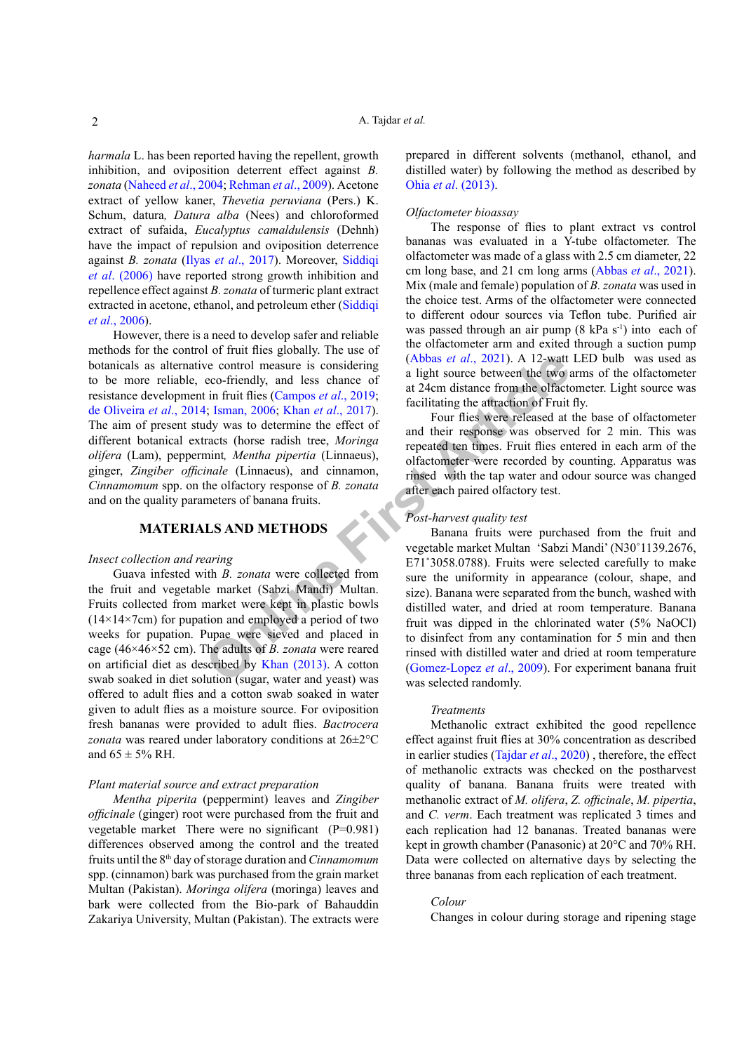*harmala* L. has been reported having the repellent, growth inhibition, and oviposition deterrent effect against *B. zonata* (Naheed *et al*., 2004; Rehman *et al*., 2009). Acetone extract of yellow kaner, *Thevetia peruviana* (Pers.) K. Schum, datura*, Datura alba* (Nees) and chloroformed extract of sufaida, *Eucalyptus camaldulensis* (Dehnh) have the impact of repulsion and oviposition deterrence against *B. zonata* (Ilyas *et al*., 2017). Moreover, Siddiqi *et al*. (2006) have reported strong growth inhibition and repellence effect against *B. zonata* of turmeric plant extract extracted in acetone, ethanol, and petroleum ether (Siddiqi *et al*., 2006).

However, there is a need to develop safer and reliable methods for the control of fruit flies globally. The use of botanicals as alternative control measure is considering to be more reliable, eco-friendly, and less chance of resistance development in fruit flies (Campos *et al*., 2019; de Oliveira *et al*., 2014; Isman, 2006; Khan *et al*., 2017). The aim of present study was to determine the effect of different botanical extracts (horse radish tree, *Moringa olifera* (Lam), peppermint*, Mentha pipertia* (Linnaeus), ginger, *Zingiber officinale* (Linnaeus), and cinnamon, *Cinnamomum* spp. on the olfactory response of *B. zonata* and on the quality parameters of banana fruits.

## MATERIALS AND METHODS

### *Insect collection and rearing*

Guava infested with *B. zonata* were collected from the fruit and vegetable market (Sabzi Mandi) Multan. Fruits collected from market were kept in plastic bowls (14×14×7cm) for pupation and employed a period of two weeks for pupation. Pupae were sieved and placed in cage (46×46×52 cm). The adults of *B. zonata* were reared on artificial diet as described by Khan (2013). A cotton swab soaked in diet solution (sugar, water and yeast) was offered to adult flies and a cotton swab soaked in water given to adult flies as a moisture source. For oviposition fresh bananas were provided to adult flies. *Bactrocera zonata* was reared under laboratory conditions at 26±2°C and 65 ± 5% RH.

### *Plant material source and extract preparation*

*Mentha piperita* (peppermint) leaves and *Zingiber officinale* (ginger) root were purchased from the fruit and vegetable market There were no significant (P=0.981) differences observed among the control and the treated fruits until the 8th day of storage duration and *Cinnamomum* spp. (cinnamon) bark was purchased from the grain market Multan (Pakistan). *Moringa olifera* (moringa) leaves and bark were collected from the Bio-park of Bahauddin Zakariya University, Multan (Pakistan). The extracts were prepared in different solvents (methanol, ethanol, and distilled water) by following the method as described by Ohia *et al*. (2013).

### *Olfactometer bioassay*

The response of flies to plant extract vs control bananas was evaluated in a Y-tube olfactometer. The olfactometer was made of a glass with 2.5 cm diameter, 22 cm long base, and 21 cm long arms (Abbas *et al*., 2021). Mix (male and female) population of *B. zonata* was used in the choice test. Arms of the olfactometer were connected to different odour sources via Teflon tube. Purified air was passed through an air pump (8 kPa $s^{-1}$) into each of the olfactometer arm and exited through a suction pump (Abbas *et al*., 2021). A 12-watt LED bulb was used as a light source between the two arms of the olfactometer at 24cm distance from the olfactometer. Light source was facilitating the attraction of Fruit fly.

Four flies were released at the base of olfactometer and their response was observed for 2 min. This was repeated ten times. Fruit flies entered in each arm of the olfactometer were recorded by counting. Apparatus was rinsed with the tap water and odour source was changed after each paired olfactory test.

### *Post-harvest quality test*

Banana fruits were purchased from the fruit and vegetable market Multan 'Sabzi Mandi' (N30˚1139.2676, E71˚3058.0788). Fruits were selected carefully to make sure the uniformity in appearance (colour, shape, and size). Banana were separated from the bunch, washed with distilled water, and dried at room temperature. Banana fruit was dipped in the chlorinated water (5% NaOCl) to disinfect from any contamination for 5 min and then rinsed with distilled water and dried at room temperature (Gomez-Lopez *et al*., 2009). For experiment banana fruit was selected randomly.

#### *Treatments*

Methanolic extract exhibited the good repellence effect against fruit flies at 30% concentration as described in earlier studies (Tajdar *et al*., 2020) , therefore, the effect of methanolic extracts was checked on the postharvest quality of banana. Banana fruits were treated with methanolic extract of *M. olifera*, *Z. officinale*, *M. pipertia*, and *C. verm*. Each treatment was replicated 3 times and each replication had 12 bananas. Treated bananas were kept in growth chamber (Panasonic) at 20°C and 70% RH. Data were collected on alternative days by selecting the three bananas from each replication of each treatment.

#### *Colour*

Changes in colour during storage and ripening stage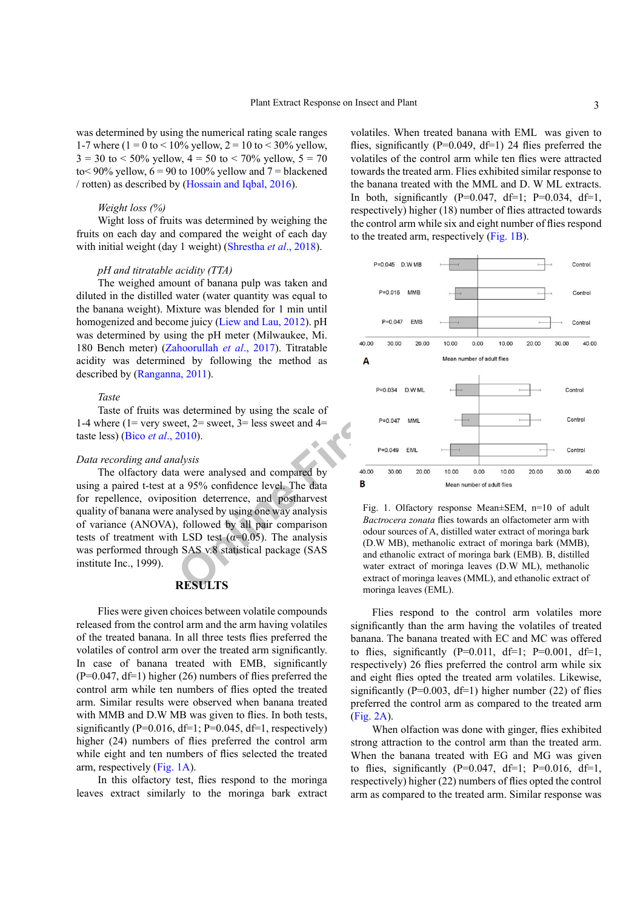was determined by using the numerical rating scale ranges 1-7 where (1 = 0 to < 10% yellow, 2 = 10 to < 30% yellow, 3 = 30 to < 50% yellow, 4 = 50 to < 70% yellow, 5 = 70 to< 90% yellow, 6 = 90 to 100% yellow and 7 = blackened / rotten) as described by (Hossain and Iqbal, 2016).

*Weight loss (%)*

Wight loss of fruits was determined by weighing the fruits on each day and compared the weight of each day with initial weight (day 1 weight) (Shrestha *et al*., 2018).

*pH and titratable acidity (TTA)*

The weighed amount of banana pulp was taken and diluted in the distilled water (water quantity was equal to the banana weight). Mixture was blended for 1 min until homogenized and become juicy (Liew and Lau, 2012). pH was determined by using the pH meter (Milwaukee, Mi. 180 Bench meter) (Zahoorullah *et al*., 2017). Titratable acidity was determined by following the method as described by (Ranganna, 2011).

*Taste*

Taste of fruits was determined by using the scale of 1-4 where (1= very sweet, 2= sweet, 3= less sweet and 4= taste less) (Bico *et al*., 2010).

*Data recording and analysis*

The olfactory data were analysed and compared by using a paired t-test at a 95% confidence level. The data for repellence, oviposition deterrence, and postharvest quality of banana were analysed by using one way analysis of variance (ANOVA), followed by all pair comparison tests of treatment with LSD test ($\alpha$=0.05). The analysis was performed through SAS v.8 statistical package (SAS institute Inc., 1999).

## RESULTS

Flies were given choices between volatile compounds released from the control arm and the arm having volatiles of the treated banana. In all three tests flies preferred the volatiles of control arm over the treated arm significantly. In case of banana treated with EMB, significantly (P=0.047, df=1) higher (26) numbers of flies preferred the control arm while ten numbers of flies opted the treated arm. Similar results were observed when banana treated with MMB and D.W MB was given to flies. In both tests, significantly (P=0.016, df=1; P=0.045, df=1, respectively) higher (24) numbers of flies preferred the control arm while eight and ten numbers of flies selected the treated arm, respectively (Fig. 1A).

In this olfactory test, flies respond to the moringa leaves extract similarly to the moringa bark extract volatiles. When treated banana with EML was given to flies, significantly (P=0.049, df=1) 24 flies preferred the volatiles of the control arm while ten flies were attracted towards the treated arm. Flies exhibited similar response to the banana treated with the MML and D. W ML extracts. In both, significantly (P=0.047, df=1; P=0.034, df=1, respectively) higher (18) number of flies attracted towards the control arm while six and eight number of flies respond to the treated arm, respectively (Fig. 1B).

Fig. 1. Olfactory response Mean±SEM, n=10 of adult *Bactrocera zonata* flies towards an olfactometer arm with odour sources of A, distilled water extract of moringa bark (D.W MB), methanolic extract of moringa bark (MMB), and ethanolic extract of moringa bark (EMB). B, distilled water extract of moringa leaves (D.W ML), methanolic extract of moringa leaves (MML), and ethanolic extract of moringa leaves (EML).

Flies respond to the control arm volatiles more significantly than the arm having the volatiles of treated banana. The banana treated with EC and MC was offered to flies, significantly (P=0.011, df=1; P=0.001, df=1, respectively) 26 flies preferred the control arm while six and eight flies opted the treated arm volatiles. Likewise, significantly (P=0.003, df=1) higher number (22) of flies preferred the control arm as compared to the treated arm (Fig. 2A).

When olfaction was done with ginger, flies exhibited strong attraction to the control arm than the treated arm. When the banana treated with EG and MG was given to flies, significantly (P=0.047, df=1; P=0.016, df=1, respectively) higher (22) numbers of flies opted the control arm as compared to the treated arm. Similar response was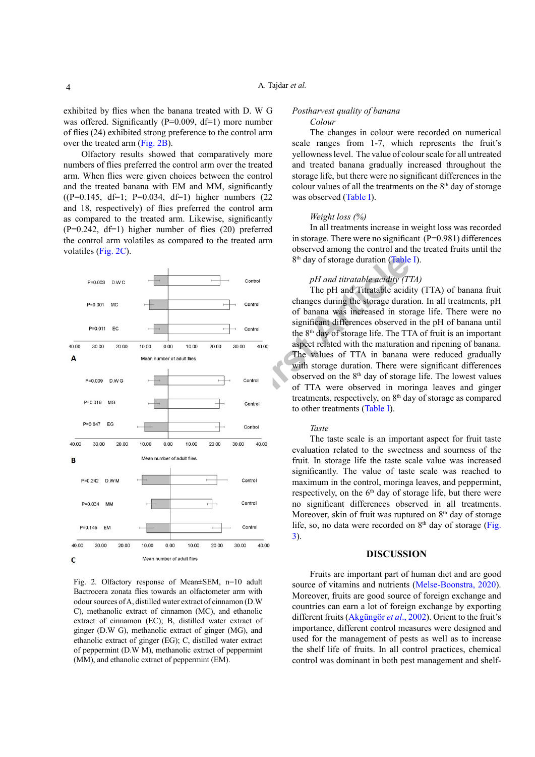exhibited by flies when the banana treated with D. W G was offered. Significantly (P=0.009, df=1) more number of flies (24) exhibited strong preference to the control arm over the treated arm (Fig. 2B).

Olfactory results showed that comparatively more numbers of flies preferred the control arm over the treated arm. When flies were given choices between the control and the treated banana with EM and MM, significantly ((P=0.145, df=1; P=0.034, df=1) higher numbers (22 and 18, respectively) of flies preferred the control arm as compared to the treated arm. Likewise, significantly (P=0.242, df=1) higher number of flies (20) preferred the control arm volatiles as compared to the treated arm volatiles (Fig. 2C).

Fig. 2. Olfactory response of Mean±SEM, n=10 adult Bactrocera zonata flies towards an olfactometer arm with odour sources of A, distilled water extract of cinnamon (D.W C), methanolic extract of cinnamon (MC), and ethanolic extract of cinnamon (EC); B, distilled water extract of ginger (D.W G), methanolic extract of ginger (MG), and ethanolic extract of ginger (EG); C, distilled water extract of peppermint (D.W M), methanolic extract of peppermint (MM), and ethanolic extract of peppermint (EM).

## Postharvest quality of banana

### Colour

The changes in colour were recorded on numerical scale ranges from 1-7, which represents the fruit's yellowness level. The value of colour scale for all untreated and treated banana gradually increased throughout the storage life, but there were no significant differences in the colour values of all the treatments on the 8th day of storage was observed (Table I).

### Weight loss (%)

In all treatments increase in weight loss was recorded in storage. There were no significant (P=0.981) differences observed among the control and the treated fruits until the 8th day of storage duration (Table I).

### pH and titratable acidity (TTA)

The pH and Titratable acidity (TTA) of banana fruit changes during the storage duration. In all treatments, pH of banana was increased in storage life. There were no significant differences observed in the pH of banana until the 8th day of storage life. The TTA of fruit is an important aspect related with the maturation and ripening of banana. The values of TTA in banana were reduced gradually with storage duration. There were significant differences observed on the 8th day of storage life. The lowest values of TTA were observed in moringa leaves and ginger treatments, respectively, on 8th day of storage as compared to other treatments (Table I).

### Taste

The taste scale is an important aspect for fruit taste evaluation related to the sweetness and sourness of the fruit. In storage life the taste scale value was increased significantly. The value of taste scale was reached to maximum in the control, moringa leaves, and peppermint, respectively, on the 6th day of storage life, but there were no significant differences observed in all treatments. Moreover, skin of fruit was ruptured on 8th day of storage life, so, no data were recorded on 8th day of storage (Fig. 3).

## DISCUSSION

Fruits are important part of human diet and are good source of vitamins and nutrients (Melse-Boonstra, 2020). Moreover, fruits are good source of foreign exchange and countries can earn a lot of foreign exchange by exporting different fruits (Akgüngör *et al*., 2002). Orient to the fruit's importance, different control measures were designed and used for the management of pests as well as to increase the shelf life of fruits. In all control practices, chemical control was dominant in both pest management and shelf-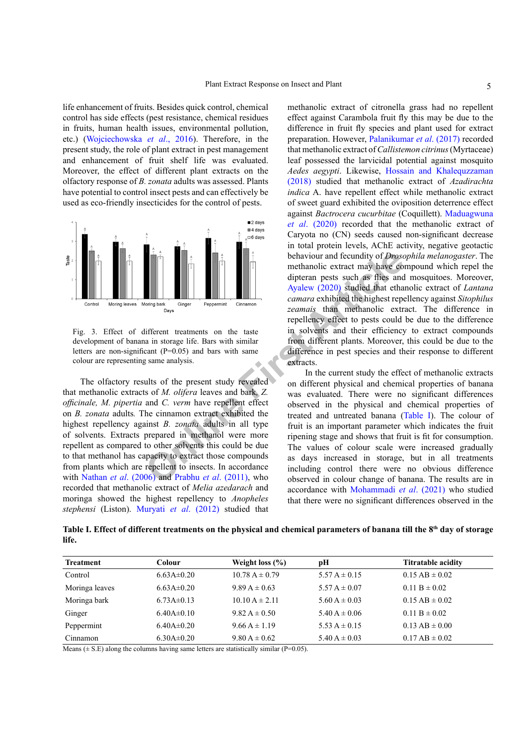life enhancement of fruits. Besides quick control, chemical control has side effects (pest resistance, chemical residues in fruits, human health issues, environmental pollution, etc.) (Wojciechowska *et al*., 2016). Therefore, in the present study, the role of plant extract in pest management and enhancement of fruit shelf life was evaluated. Moreover, the effect of different plant extracts on the olfactory response of *B. zonata* adults was assessed. Plants have potential to control insect pests and can effectively be used as eco-friendly insecticides for the control of pests.

Fig. 3. Effect of different treatments on the taste development of banana in storage life. Bars with similar letters are non-significant (P=0.05) and bars with same colour are representing same analysis.

The olfactory results of the present study revealed that methanolic extracts of *M. olifera* leaves and bark, *Z. officinale, M. pipertia* and *C. verm* have repellent effect on *B. zonata* adults. The cinnamon extract exhibited the highest repellency against *B. zonata* adults in all type of solvents. Extracts prepared in methanol were more repellent as compared to other solvents this could be due to that methanol has capacity to extract those compounds from plants which are repellent to insects. In accordance with Nathan *et al*. (2006) and Prabhu *et al*. (2011), who recorded that methanolic extract of *Melia azedarach* and moringa showed the highest repellency to *Anopheles stephensi* (Liston). Muryati *et al*. (2012) studied that methanolic extract of citronella grass had no repellent effect against Carambola fruit fly this may be due to the difference in fruit fly species and plant used for extract preparation. However, Palanikumar *et al*. (2017) recorded that methanolic extract of *Callistemon citrinus* (Myrtaceae) leaf possessed the larvicidal potential against mosquito *Aedes aegypti*. Likewise, Hossain and Khalequzzaman (2018) studied that methanolic extract of *Azadirachta indica* A. have repellent effect while methanolic extract of sweet guard exhibited the oviposition deterrence effect against *Bactrocera cucurbitae* (Coquillett). Maduagwuna *et al*. (2020) recorded that the methanolic extract of Caryota no (CN) seeds caused non-significant decrease in total protein levels, AChE activity, negative geotactic behaviour and fecundity of *Drosophila melanogaster*. The methanolic extract may have compound which repel the dipteran pests such as flies and mosquitoes. Moreover, Ayalew (2020) studied that ethanolic extract of *Lantana camara* exhibited the highest repellency against *Sitophilus zeamais* than methanolic extract. The difference in repellency effect to pests could be due to the difference in solvents and their efficiency to extract compounds from different plants. Moreover, this could be due to the difference in pest species and their response to different extracts.

In the current study the effect of methanolic extracts on different physical and chemical properties of banana was evaluated. There were no significant differences observed in the physical and chemical properties of treated and untreated banana (Table I). The colour of fruit is an important parameter which indicates the fruit ripening stage and shows that fruit is fit for consumption. The values of colour scale were increased gradually as days increased in storage, but in all treatments including control there were no obvious difference observed in colour change of banana. The results are in accordance with Mohammadi *et al*. (2021) who studied that there were no significant differences observed in the

**Table I. Effect of different treatments on the physical and chemical parameters of banana till the 8th day of storage life.**

| Treatment | Colour | Weight loss (%) | pH | Titratable acidity |
|---|---|---|---|---|
| Control | 6.63A±0.20 | 10.78 A ± 0.79 | 5.57 A ± 0.15 | 0.15 AB ± 0.02 |
| Moringa leaves | 6.63A±0.20 | 9.89 A ± 0.63 | 5.57 A ± 0.07 | 0.11 B ± 0.02 |
| Moringa bark | 6.73A±0.13 | 10.10 A ± 2.11 | 5.60 A ± 0.03 | 0.15 AB ± 0.02 |
| Ginger | 6.40A±0.10 | 9.82 A ± 0.50 | 5.40 A ± 0.06 | 0.11 B ± 0.02 |
| Peppermint | 6.40A±0.20 | 9.66 A ± 1.19 | 5.53 A ± 0.15 | 0.13 AB ± 0.00 |
| Cinnamon | 6.30A±0.20 | 9.80 A ± 0.62 | 5.40 A ± 0.03 | 0.17 AB ± 0.02 |

Means (± S.E) along the columns having same letters are statistically similar (P=0.05).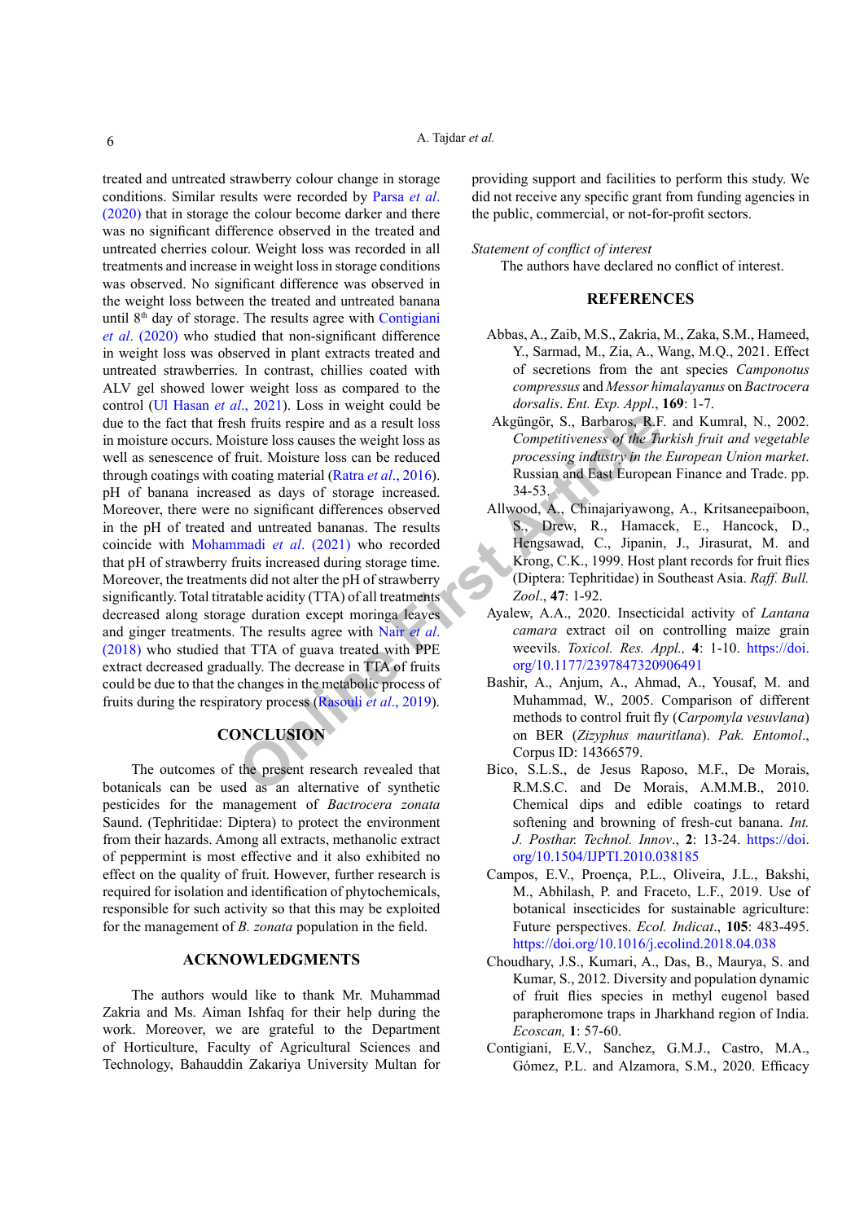treated and untreated strawberry colour change in storage conditions. Similar results were recorded by Parsa *et al*. (2020) that in storage the colour become darker and there was no significant difference observed in the treated and untreated cherries colour. Weight loss was recorded in all treatments and increase in weight loss in storage conditions was observed. No significant difference was observed in the weight loss between the treated and untreated banana until 8th day of storage. The results agree with Contigiani *et al*. (2020) who studied that non-significant difference in weight loss was observed in plant extracts treated and untreated strawberries. In contrast, chillies coated with ALV gel showed lower weight loss as compared to the control (Ul Hasan *et al*., 2021). Loss in weight could be due to the fact that fresh fruits respire and as a result loss in moisture occurs. Moisture loss causes the weight loss as well as senescence of fruit. Moisture loss can be reduced through coatings with coating material (Ratra *et al*., 2016). pH of banana increased as days of storage increased. Moreover, there were no significant differences observed in the pH of treated and untreated bananas. The results coincide with Mohammadi *et al*. (2021) who recorded that pH of strawberry fruits increased during storage time. Moreover, the treatments did not alter the pH of strawberry significantly. Total titratable acidity (TTA) of all treatments decreased along storage duration except moringa leaves and ginger treatments. The results agree with Nair *et al*. (2018) who studied that TTA of guava treated with PPE extract decreased gradually. The decrease in TTA of fruits could be due to that the changes in the metabolic process of fruits during the respiratory process (Rasouli *et al*., 2019).

## CONCLUSION

The outcomes of the present research revealed that botanicals can be used as an alternative of synthetic pesticides for the management of *Bactrocera zonata* Saund. (Tephritidae: Diptera) to protect the environment from their hazards. Among all extracts, methanolic extract of peppermint is most effective and it also exhibited no effect on the quality of fruit. However, further research is required for isolation and identification of phytochemicals, responsible for such activity so that this may be exploited for the management of *B. zonata* population in the field.

## ACKNOWLEDGMENTS

The authors would like to thank Mr. Muhammad Zakria and Ms. Aiman Ishfaq for their help during the work. Moreover, we are grateful to the Department of Horticulture, Faculty of Agricultural Sciences and Technology, Bahauddin Zakariya University Multan for providing support and facilities to perform this study. We did not receive any specific grant from funding agencies in the public, commercial, or not-for-profit sectors.

*Statement of conflict of interest*

The authors have declared no conflict of interest.

## REFERENCES

Abbas, A., Zaib, M.S., Zakria, M., Zaka, S.M., Hameed, Y., Sarmad, M., Zia, A., Wang, M.Q., 2021. Effect of secretions from the ant species *Camponotus compressus* and *Messor himalayanus* on *Bactrocera dorsalis*. *Ent. Exp. Appl*., **169**: 1-7.

Akgüngör, S., Barbaros, R.F. and Kumral, N., 2002. *Competitiveness of the Turkish fruit and vegetable processing industry in the European Union market*. Russian and East European Finance and Trade. pp. 34-53.

Allwood, A., Chinajariyawong, A., Kritsaneepaiboon, S., Drew, R., Hamacek, E., Hancock, D., Hengsawad, C., Jipanin, J., Jirasurat, M. and Krong, C.K., 1999. Host plant records for fruit flies (Diptera: Tephritidae) in Southeast Asia. *Raff. Bull. Zool*., **47**: 1-92.

Ayalew, A.A., 2020. Insecticidal activity of *Lantana camara* extract oil on controlling maize grain weevils. *Toxicol. Res. Appl.*, **4**: 1-10. https://doi.org/10.1177/2397847320906491

Bashir, A., Anjum, A., Ahmad, A., Yousaf, M. and Muhammad, W., 2005. Comparison of different methods to control fruit fly (*Carpomyla vesuvlana*) on BER (*Zizyphus mauritlana*). *Pak. Entomol*., Corpus ID: 14366579.

Bico, S.L.S., de Jesus Raposo, M.F., De Morais, R.M.S.C. and De Morais, A.M.M.B., 2010. Chemical dips and edible coatings to retard softening and browning of fresh-cut banana. *Int. J. Posthar. Technol. Innov*., **2**: 13-24. https://doi.org/10.1504/IJPTI.2010.038185

Campos, E.V., Proença, P.L., Oliveira, J.L., Bakshi, M., Abhilash, P. and Fraceto, L.F., 2019. Use of botanical insecticides for sustainable agriculture: Future perspectives. *Ecol. Indicat*., **105**: 483-495. https://doi.org/10.1016/j.ecolind.2018.04.038

Choudhary, J.S., Kumari, A., Das, B., Maurya, S. and Kumar, S., 2012. Diversity and population dynamic of fruit flies species in methyl eugenol based parapheromone traps in Jharkhand region of India. *Ecoscan,* **1**: 57-60.

Contigiani, E.V., Sanchez, G.M.J., Castro, M.A., Gómez, P.L. and Alzamora, S.M., 2020. Efficacy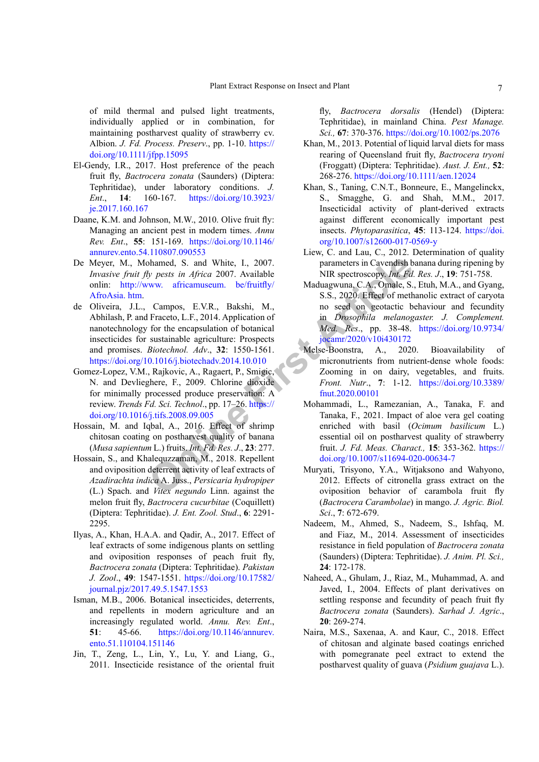of mild thermal and pulsed light treatments, individually applied or in combination, for maintaining postharvest quality of strawberry cv. Albion. *J. Fd. Process. Preserv*., pp. 1-10. https://doi.org/10.1111/jfpp.15095

El-Gendy, I.R., 2017. Host preference of the peach fruit fly, *Bactrocera zonata* (Saunders) (Diptera: Tephritidae), under laboratory conditions. *J. Ent*., **14**: 160-167. https://doi.org/10.3923/je.2017.160.167

Daane, K.M. and Johnson, M.W., 2010. Olive fruit fly: Managing an ancient pest in modern times. *Annu Rev. Ent*., **55**: 151-169. https://doi.org/10.1146/annurev.ento.54.110807.090553

De Meyer, M., Mohamed, S. and White, I., 2007. *Invasive fruit fly pests in Africa* 2007. Available onlin: http://www. africamuseum. be/fruitfly/AfroAsia. htm.

de Oliveira, J.L., Campos, E.V.R., Bakshi, M., Abhilash, P. and Fraceto, L.F., 2014. Application of nanotechnology for the encapsulation of botanical insecticides for sustainable agriculture: Prospects and promises. *Biotechnol. Adv*., **32**: 1550-1561. https://doi.org/10.1016/j.biotechadv.2014.10.010

Gomez-Lopez, V.M., Rajkovic, A., Ragaert, P., Smigic, N. and Devlieghere, F., 2009. Chlorine dioxide for minimally processed produce preservation: A review. *Trends Fd. Sci. Technol*., pp. 17–26. https://doi.org/10.1016/j.tifs.2008.09.005

Hossain, M. and Iqbal, A., 2016. Effect of shrimp chitosan coating on postharvest quality of banana (*Musa sapientum* L.) fruits. *Int. Fd. Res. J*., **23**: 277.

Hossain, S., and Khalequzzaman, M., 2018. Repellent and oviposition deterrent activity of leaf extracts of *Azadirachta indica* A. Juss., *Persicaria hydropiper* (L.) Spach. and *Vitex negundo* Linn. against the melon fruit fly, *Bactrocera cucurbitae* (Coquillett) (Diptera: Tephritidae). *J. Ent. Zool. Stud*., **6**: 2291-2295.

Ilyas, A., Khan, H.A.A. and Qadir, A., 2017. Effect of leaf extracts of some indigenous plants on settling and oviposition responses of peach fruit fly, *Bactrocera zonata* (Diptera: Tephritidae). *Pakistan J. Zool*., **49**: 1547-1551. https://doi.org/10.17582/journal.pjz/2017.49.5.1547.1553

Isman, M.B., 2006. Botanical insecticides, deterrents, and repellents in modern agriculture and an increasingly regulated world. *Annu. Rev. Ent*., **51**: 45-66. https://doi.org/10.1146/annurev.ento.51.110104.151146

Jin, T., Zeng, L., Lin, Y., Lu, Y. and Liang, G., 2011. Insecticide resistance of the oriental fruit fly, *Bactrocera dorsalis* (Hendel) (Diptera: Tephritidae), in mainland China. *Pest Manage. Sci.,* **67**: 370-376. https://doi.org/10.1002/ps.2076

Khan, M., 2013. Potential of liquid larval diets for mass rearing of Queensland fruit fly, *Bactrocera tryoni* (Froggatt) (Diptera: Tephritidae). *Aust. J. Ent.,* **52**: 268-276. https://doi.org/10.1111/aen.12024

Khan, S., Taning, C.N.T., Bonneure, E., Mangelinckx, S., Smagghe, G. and Shah, M.M., 2017. Insecticidal activity of plant-derived extracts against different economically important pest insects. *Phytoparasitica*, **45**: 113-124. https://doi.org/10.1007/s12600-017-0569-y

Liew, C. and Lau, C., 2012. Determination of quality parameters in Cavendish banana during ripening by NIR spectroscopy. *Int. Fd. Res. J*., **19**: 751-758.

Maduagwuna, C.A., Omale, S., Etuh, M.A., and Gyang, S.S., 2020. Effect of methanolic extract of caryota no seed on geotactic behaviour and fecundity in *Drosophila melanogaster. J. Complement. Med. Res*., pp. 38-48. https://doi.org/10.9734/jocamr/2020/v10i430172

Melse-Boonstra, A., 2020. Bioavailability of micronutrients from nutrient-dense whole foods: Zooming in on dairy, vegetables, and fruits. *Front. Nutr*., **7**: 1-12. https://doi.org/10.3389/fnut.2020.00101

Mohammadi, L., Ramezanian, A., Tanaka, F. and Tanaka, F., 2021. Impact of aloe vera gel coating enriched with basil (*Ocimum basilicum* L.) essential oil on postharvest quality of strawberry fruit. *J. Fd. Meas. Charact.,* **15**: 353-362. https://doi.org/10.1007/s11694-020-00634-7

Muryati, Trisyono, Y.A., Witjaksono and Wahyono, 2012. Effects of citronella grass extract on the oviposition behavior of carambola fruit fly (*Bactrocera Carambolae*) in mango. *J. Agric. Biol. Sci*., **7**: 672-679.

Nadeem, M., Ahmed, S., Nadeem, S., Ishfaq, M. and Fiaz, M., 2014. Assessment of insecticides resistance in field population of *Bactrocera zonata* (Saunders) (Diptera: Tephritidae). *J. Anim. Pl. Sci.,* **24**: 172-178.

Naheed, A., Ghulam, J., Riaz, M., Muhammad, A. and Javed, I., 2004. Effects of plant derivatives on settling response and fecundity of peach fruit fly *Bactrocera zonata* (Saunders). *Sarhad J. Agric*., **20**: 269-274.

Naira, M.S., Saxenaa, A. and Kaur, C., 2018. Effect of chitosan and alginate based coatings enriched with pomegranate peel extract to extend the postharvest quality of guava (*Psidium guajava* L.).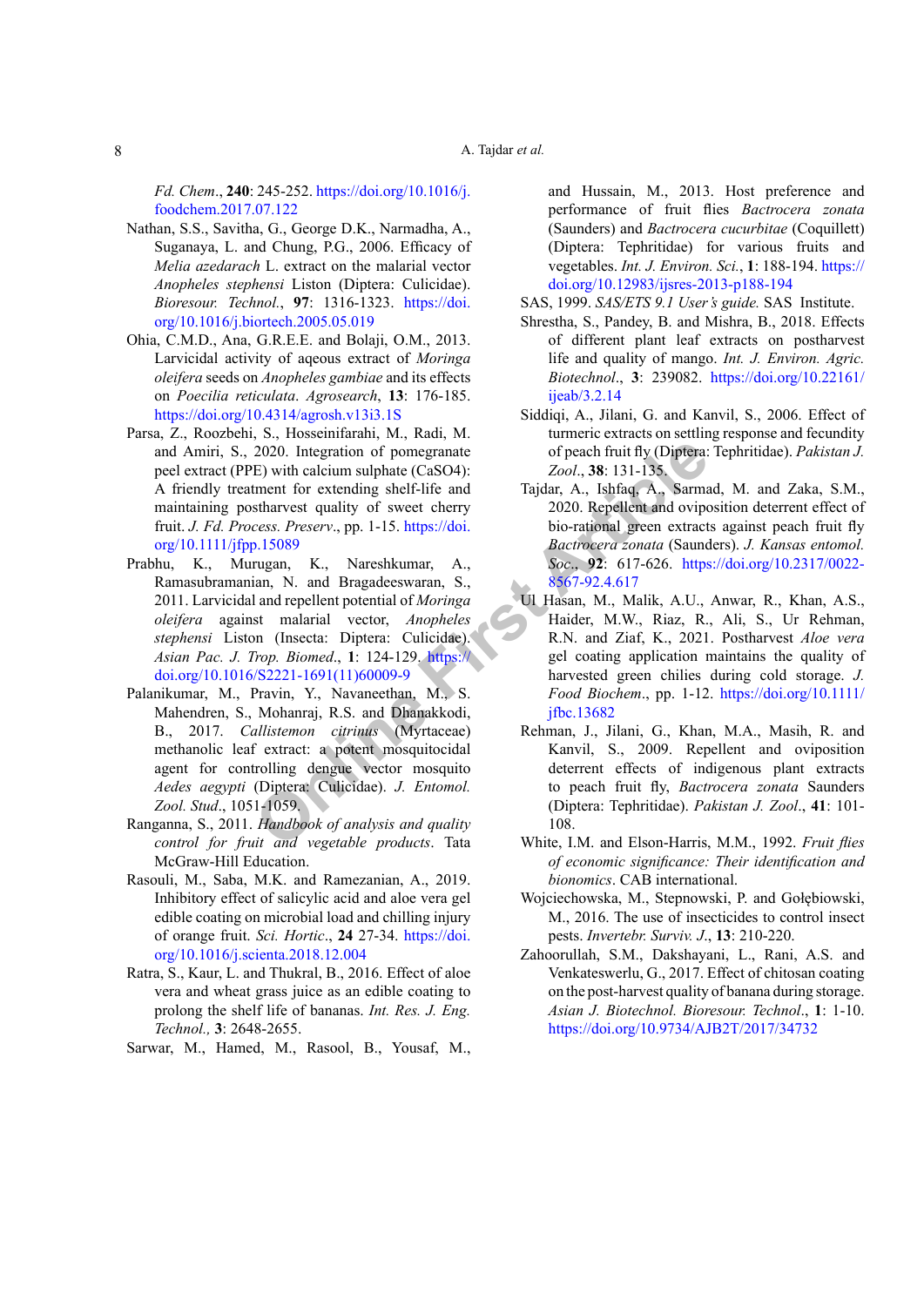*Fd. Chem*., **240**: 245-252. https://doi.org/10.1016/j.foodchem.2017.07.122

Nathan, S.S., Savitha, G., George D.K., Narmadha, A., Suganaya, L. and Chung, P.G., 2006. Efficacy of *Melia azedarach* L. extract on the malarial vector *Anopheles stephensi* Liston (Diptera: Culicidae). *Bioresour. Technol*., **97**: 1316-1323. https://doi.org/10.1016/j.biortech.2005.05.019

Ohia, C.M.D., Ana, G.R.E.E. and Bolaji, O.M., 2013. Larvicidal activity of aqeous extract of *Moringa oleifera* seeds on *Anopheles gambiae* and its effects on *Poecilia reticulata*. *Agrosearch*, **13**: 176-185. https://doi.org/10.4314/agrosh.v13i3.1S

Parsa, Z., Roozbehi, S., Hosseinifarahi, M., Radi, M. and Amiri, S., 2020. Integration of pomegranate peel extract (PPE) with calcium sulphate (CaSO4): A friendly treatment for extending shelf-life and maintaining postharvest quality of sweet cherry fruit. *J. Fd. Process. Preserv*., pp. 1-15. https://doi.org/10.1111/jfpp.15089

Prabhu, K., Murugan, K., Nareshkumar, A., Ramasubramanian, N. and Bragadeeswaran, S., 2011. Larvicidal and repellent potential of *Moringa oleifera* against malarial vector, *Anopheles stephensi* Liston (Insecta: Diptera: Culicidae). *Asian Pac. J. Trop. Biomed*., **1**: 124-129. https://doi.org/10.1016/S2221-1691(11)60009-9

Palanikumar, M., Pravin, Y., Navaneethan, M., S. Mahendren, S., Mohanraj, R.S. and Dhanakkodi, B., 2017. *Callistemon citrinus* (Myrtaceae) methanolic leaf extract: a potent mosquitocidal agent for controlling dengue vector mosquito *Aedes aegypti* (Diptera: Culicidae). *J. Entomol. Zool. Stud*., 1051-1059.

Ranganna, S., 2011. *Handbook of analysis and quality control for fruit and vegetable products*. Tata McGraw-Hill Education.

Rasouli, M., Saba, M.K. and Ramezanian, A., 2019. Inhibitory effect of salicylic acid and aloe vera gel edible coating on microbial load and chilling injury of orange fruit. *Sci. Hortic*., **24** 27-34. https://doi.org/10.1016/j.scienta.2018.12.004

Ratra, S., Kaur, L. and Thukral, B., 2016. Effect of aloe vera and wheat grass juice as an edible coating to prolong the shelf life of bananas. *Int. Res. J. Eng. Technol.,* **3**: 2648-2655.

Sarwar, M., Hamed, M., Rasool, B., Yousaf, M., and Hussain, M., 2013. Host preference and performance of fruit flies *Bactrocera zonata* (Saunders) and *Bactrocera cucurbitae* (Coquillett) (Diptera: Tephritidae) for various fruits and vegetables. *Int. J. Environ. Sci.*, **1**: 188-194. https://doi.org/10.12983/ijsres-2013-p188-194

SAS, 1999. *SAS/ETS 9.1 User's guide.* SAS Institute.

Shrestha, S., Pandey, B. and Mishra, B., 2018. Effects of different plant leaf extracts on postharvest life and quality of mango. *Int. J. Environ. Agric. Biotechnol*., **3**: 239082. https://doi.org/10.22161/ijeab/3.2.14

Siddiqi, A., Jilani, G. and Kanvil, S., 2006. Effect of turmeric extracts on settling response and fecundity of peach fruit fly (Diptera: Tephritidae). *Pakistan J. Zool*., **38**: 131-135.

Tajdar, A., Ishfaq, A., Sarmad, M. and Zaka, S.M., 2020. Repellent and oviposition deterrent effect of bio-rational green extracts against peach fruit fly *Bactrocera zonata* (Saunders). *J. Kansas entomol. Soc*., **92**: 617-626. https://doi.org/10.2317/0022-8567-92.4.617

Ul Hasan, M., Malik, A.U., Anwar, R., Khan, A.S., Haider, M.W., Riaz, R., Ali, S., Ur Rehman, R.N. and Ziaf, K., 2021. Postharvest *Aloe vera* gel coating application maintains the quality of harvested green chilies during cold storage. *J. Food Biochem*., pp. 1-12. https://doi.org/10.1111/jfbc.13682

Rehman, J., Jilani, G., Khan, M.A., Masih, R. and Kanvil, S., 2009. Repellent and oviposition deterrent effects of indigenous plant extracts to peach fruit fly, *Bactrocera zonata* Saunders (Diptera: Tephritidae). *Pakistan J. Zool*., **41**: 101-108.

White, I.M. and Elson-Harris, M.M., 1992. *Fruit flies of economic significance: Their identification and bionomics*. CAB international.

Wojciechowska, M., Stepnowski, P. and Gołębiowski, M., 2016. The use of insecticides to control insect pests. *Invertebr. Surviv. J*., **13**: 210-220.

Zahoorullah, S.M., Dakshayani, L., Rani, A.S. and Venkateswerlu, G., 2017. Effect of chitosan coating on the post-harvest quality of banana during storage. *Asian J. Biotechnol. Bioresour. Technol*., **1**: 1-10. https://doi.org/10.9734/AJB2T/2017/34732